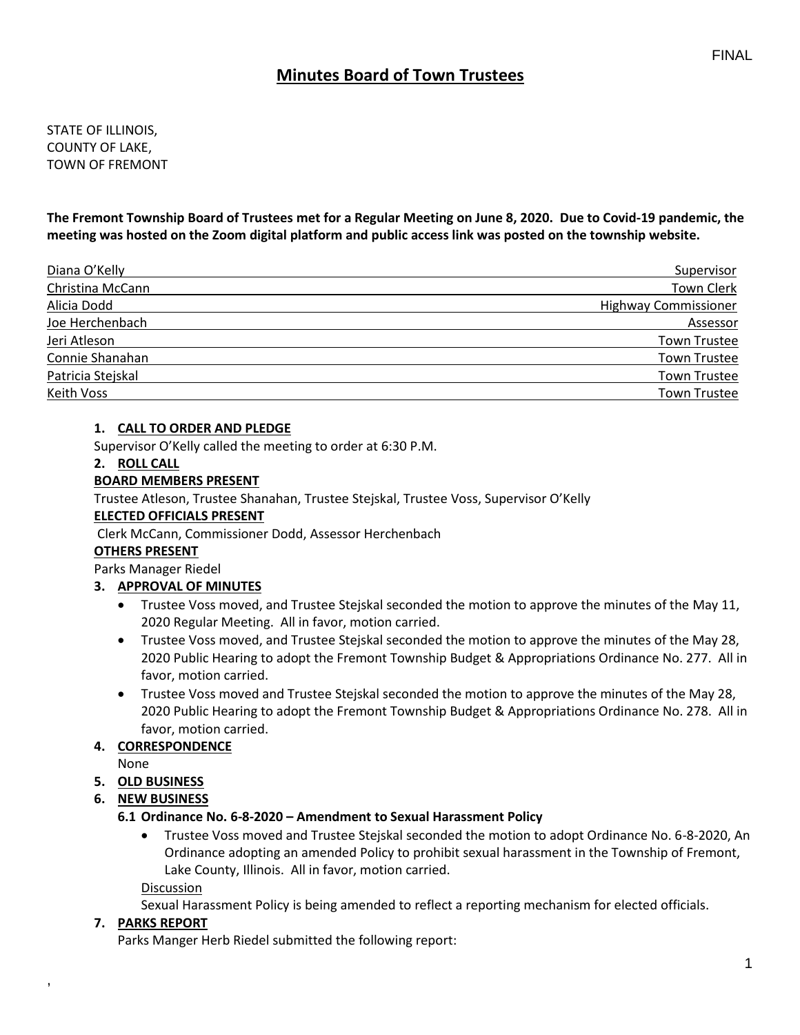FINAL

# Minutes Board of Town Trustees

STATE OF ILLINOIS,
COUNTY OF LAKE,
TOWN OF FREMONT

**The Fremont Township Board of Trustees met for a Regular Meeting on June 8, 2020. Due to Covid-19 pandemic, the meeting was hosted on the Zoom digital platform and public access link was posted on the township website.**

| Name | Title |
|---|---|
| Diana O'Kelly | Supervisor |
| Christina McCann | Town Clerk |
| Alicia Dodd | Highway Commissioner |
| Joe Herchenbach | Assessor |
| Jeri Atleson | Town Trustee |
| Connie Shanahan | Town Trustee |
| Patricia Stejskal | Town Trustee |
| Keith Voss | Town Trustee |

**1. CALL TO ORDER AND PLEDGE**

Supervisor O'Kelly called the meeting to order at 6:30 P.M.

**2. ROLL CALL**

**BOARD MEMBERS PRESENT**

Trustee Atleson, Trustee Shanahan, Trustee Stejskal, Trustee Voss, Supervisor O'Kelly

**ELECTED OFFICIALS PRESENT**

Clerk McCann, Commissioner Dodd, Assessor Herchenbach

**OTHERS PRESENT**

Parks Manager Riedel

**3. APPROVAL OF MINUTES**

- Trustee Voss moved, and Trustee Stejskal seconded the motion to approve the minutes of the May 11, 2020 Regular Meeting. All in favor, motion carried.
- Trustee Voss moved, and Trustee Stejskal seconded the motion to approve the minutes of the May 28, 2020 Public Hearing to adopt the Fremont Township Budget & Appropriations Ordinance No. 277. All in favor, motion carried.
- Trustee Voss moved and Trustee Stejskal seconded the motion to approve the minutes of the May 28, 2020 Public Hearing to adopt the Fremont Township Budget & Appropriations Ordinance No. 278. All in favor, motion carried.

**4. CORRESPONDENCE**

None

**5. OLD BUSINESS**

**6. NEW BUSINESS**

**6.1 Ordinance No. 6-8-2020 – Amendment to Sexual Harassment Policy**

- Trustee Voss moved and Trustee Stejskal seconded the motion to adopt Ordinance No. 6-8-2020, An Ordinance adopting an amended Policy to prohibit sexual harassment in the Township of Fremont, Lake County, Illinois. All in favor, motion carried.

Discussion

Sexual Harassment Policy is being amended to reflect a reporting mechanism for elected officials.

**7. PARKS REPORT**

Parks Manger Herb Riedel submitted the following report: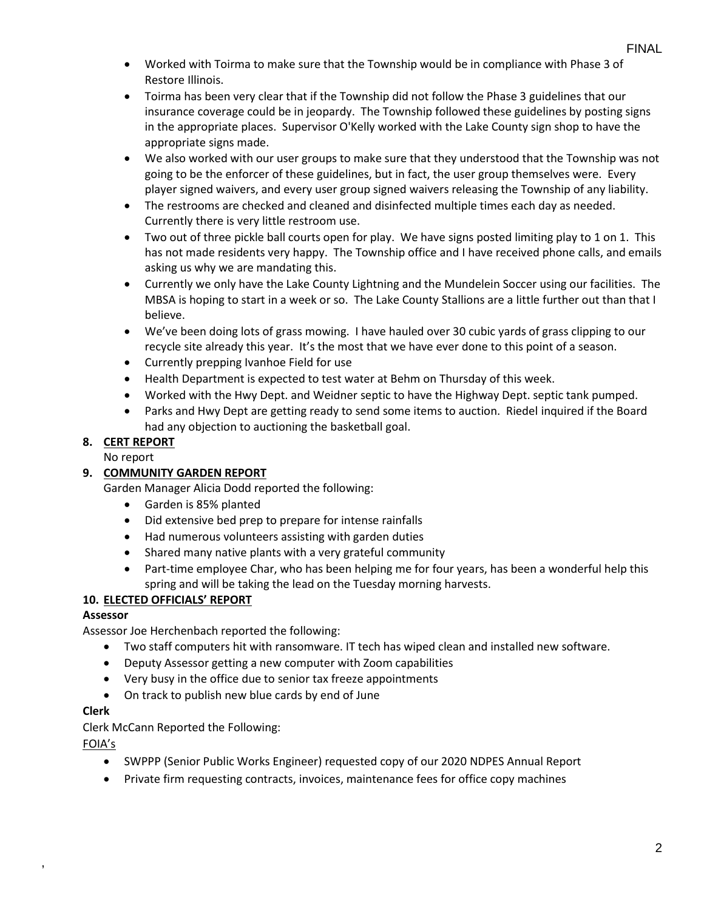- Worked with Toirma to make sure that the Township would be in compliance with Phase 3 of Restore Illinois.
- Toirma has been very clear that if the Township did not follow the Phase 3 guidelines that our insurance coverage could be in jeopardy. The Township followed these guidelines by posting signs in the appropriate places. Supervisor O'Kelly worked with the Lake County sign shop to have the appropriate signs made.
- We also worked with our user groups to make sure that they understood that the Township was not going to be the enforcer of these guidelines, but in fact, the user group themselves were. Every player signed waivers, and every user group signed waivers releasing the Township of any liability.
- The restrooms are checked and cleaned and disinfected multiple times each day as needed. Currently there is very little restroom use.
- Two out of three pickle ball courts open for play. We have signs posted limiting play to 1 on 1. This has not made residents very happy. The Township office and I have received phone calls, and emails asking us why we are mandating this.
- Currently we only have the Lake County Lightning and the Mundelein Soccer using our facilities. The MBSA is hoping to start in a week or so. The Lake County Stallions are a little further out than that I believe.
- We've been doing lots of grass mowing. I have hauled over 30 cubic yards of grass clipping to our recycle site already this year. It's the most that we have ever done to this point of a season.
- Currently prepping Ivanhoe Field for use
- Health Department is expected to test water at Behm on Thursday of this week.
- Worked with the Hwy Dept. and Weidner septic to have the Highway Dept. septic tank pumped.
- Parks and Hwy Dept are getting ready to send some items to auction. Riedel inquired if the Board had any objection to auctioning the basketball goal.

**8. CERT REPORT**

No report

**9. COMMUNITY GARDEN REPORT**

Garden Manager Alicia Dodd reported the following:

- Garden is 85% planted
- Did extensive bed prep to prepare for intense rainfalls
- Had numerous volunteers assisting with garden duties
- Shared many native plants with a very grateful community
- Part-time employee Char, who has been helping me for four years, has been a wonderful help this spring and will be taking the lead on the Tuesday morning harvests.

**10. ELECTED OFFICIALS' REPORT**

**Assessor**

Assessor Joe Herchenbach reported the following:

- Two staff computers hit with ransomware. IT tech has wiped clean and installed new software.
- Deputy Assessor getting a new computer with Zoom capabilities
- Very busy in the office due to senior tax freeze appointments
- On track to publish new blue cards by end of June

**Clerk**

Clerk McCann Reported the Following:

FOIA's

- SWPPP (Senior Public Works Engineer) requested copy of our 2020 NDPES Annual Report
- Private firm requesting contracts, invoices, maintenance fees for office copy machines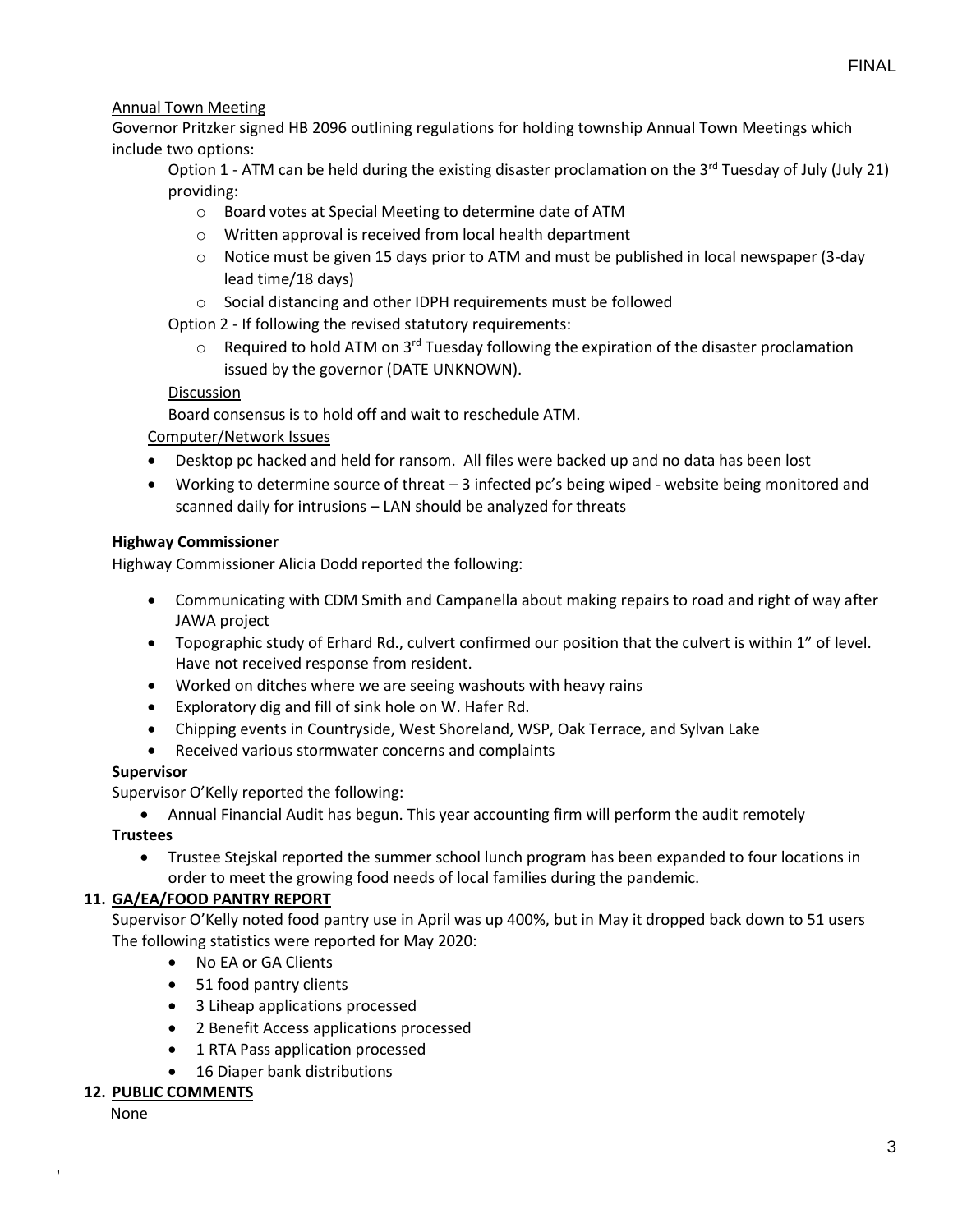Annual Town Meeting

Governor Pritzker signed HB 2096 outlining regulations for holding township Annual Town Meetings which include two options:

Option 1 - ATM can be held during the existing disaster proclamation on the 3rd Tuesday of July (July 21) providing:

- Board votes at Special Meeting to determine date of ATM
- Written approval is received from local health department
- Notice must be given 15 days prior to ATM and must be published in local newspaper (3-day lead time/18 days)
- Social distancing and other IDPH requirements must be followed

Option 2 - If following the revised statutory requirements:

- Required to hold ATM on 3rd Tuesday following the expiration of the disaster proclamation issued by the governor (DATE UNKNOWN).

Discussion

Board consensus is to hold off and wait to reschedule ATM.

Computer/Network Issues

- Desktop pc hacked and held for ransom. All files were backed up and no data has been lost
- Working to determine source of threat – 3 infected pc's being wiped - website being monitored and scanned daily for intrusions – LAN should be analyzed for threats

**Highway Commissioner**

Highway Commissioner Alicia Dodd reported the following:

- Communicating with CDM Smith and Campanella about making repairs to road and right of way after JAWA project
- Topographic study of Erhard Rd., culvert confirmed our position that the culvert is within 1" of level. Have not received response from resident.
- Worked on ditches where we are seeing washouts with heavy rains
- Exploratory dig and fill of sink hole on W. Hafer Rd.
- Chipping events in Countryside, West Shoreland, WSP, Oak Terrace, and Sylvan Lake
- Received various stormwater concerns and complaints

**Supervisor**

Supervisor O'Kelly reported the following:

- Annual Financial Audit has begun. This year accounting firm will perform the audit remotely

**Trustees**

- Trustee Stejskal reported the summer school lunch program has been expanded to four locations in order to meet the growing food needs of local families during the pandemic.

**11. GA/EA/FOOD PANTRY REPORT**

Supervisor O'Kelly noted food pantry use in April was up 400%, but in May it dropped back down to 51 users
The following statistics were reported for May 2020:

- No EA or GA Clients
- 51 food pantry clients
- 3 Liheap applications processed
- 2 Benefit Access applications processed
- 1 RTA Pass application processed
- 16 Diaper bank distributions

**12. PUBLIC COMMENTS**

None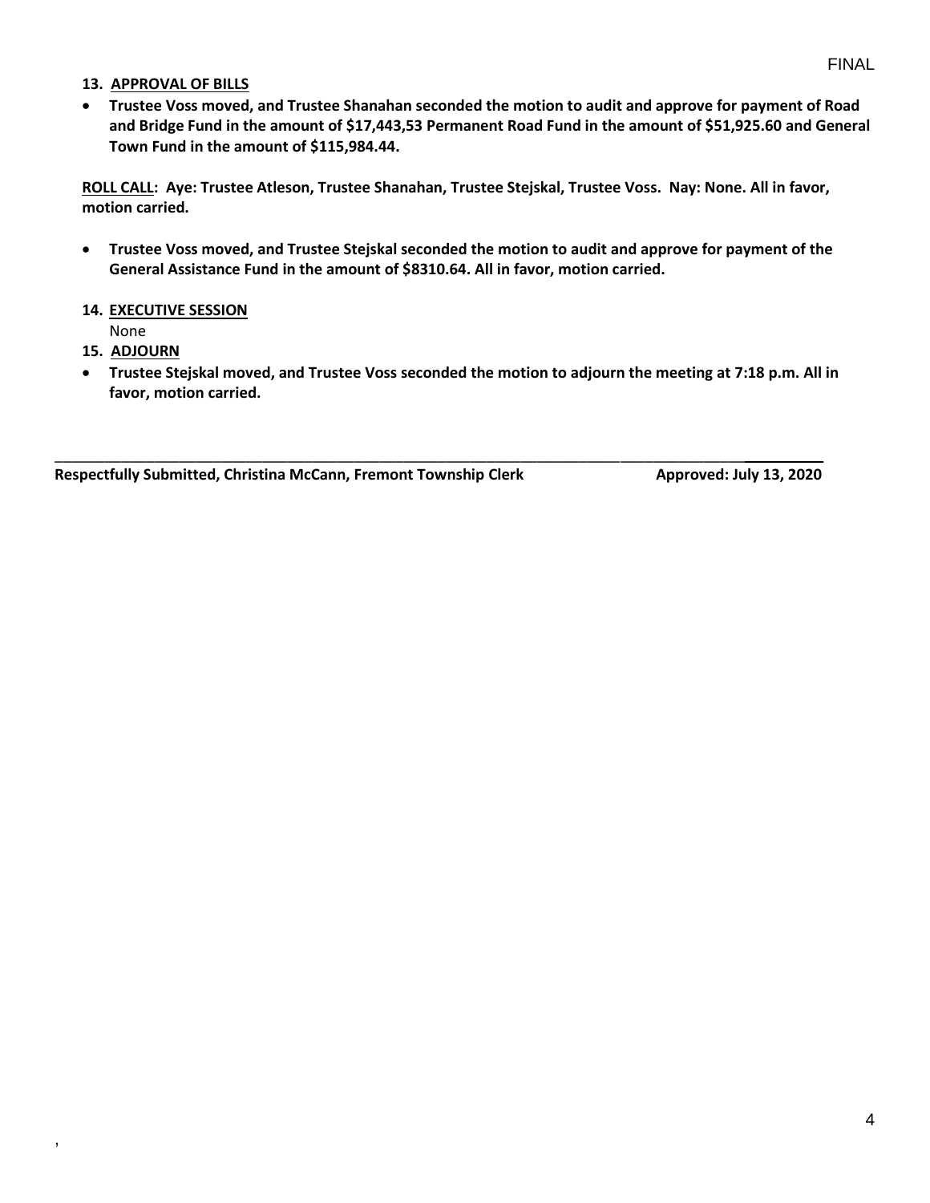FINAL

**13. APPROVAL OF BILLS**

- **Trustee Voss moved, and Trustee Shanahan seconded the motion to audit and approve for payment of Road and Bridge Fund in the amount of $17,443,53 Permanent Road Fund in the amount of $51,925.60 and General Town Fund in the amount of $115,984.44.**

**ROLL CALL: Aye: Trustee Atleson, Trustee Shanahan, Trustee Stejskal, Trustee Voss. Nay: None. All in favor, motion carried.**

- **Trustee Voss moved, and Trustee Stejskal seconded the motion to audit and approve for payment of the General Assistance Fund in the amount of $8310.64. All in favor, motion carried.**

**14. EXECUTIVE SESSION**

None

**15. ADJOURN**

- **Trustee Stejskal moved, and Trustee Voss seconded the motion to adjourn the meeting at 7:18 p.m. All in favor, motion carried.**

---

**Respectfully Submitted, Christina McCann, Fremont Township Clerk** **Approved: July 13, 2020**